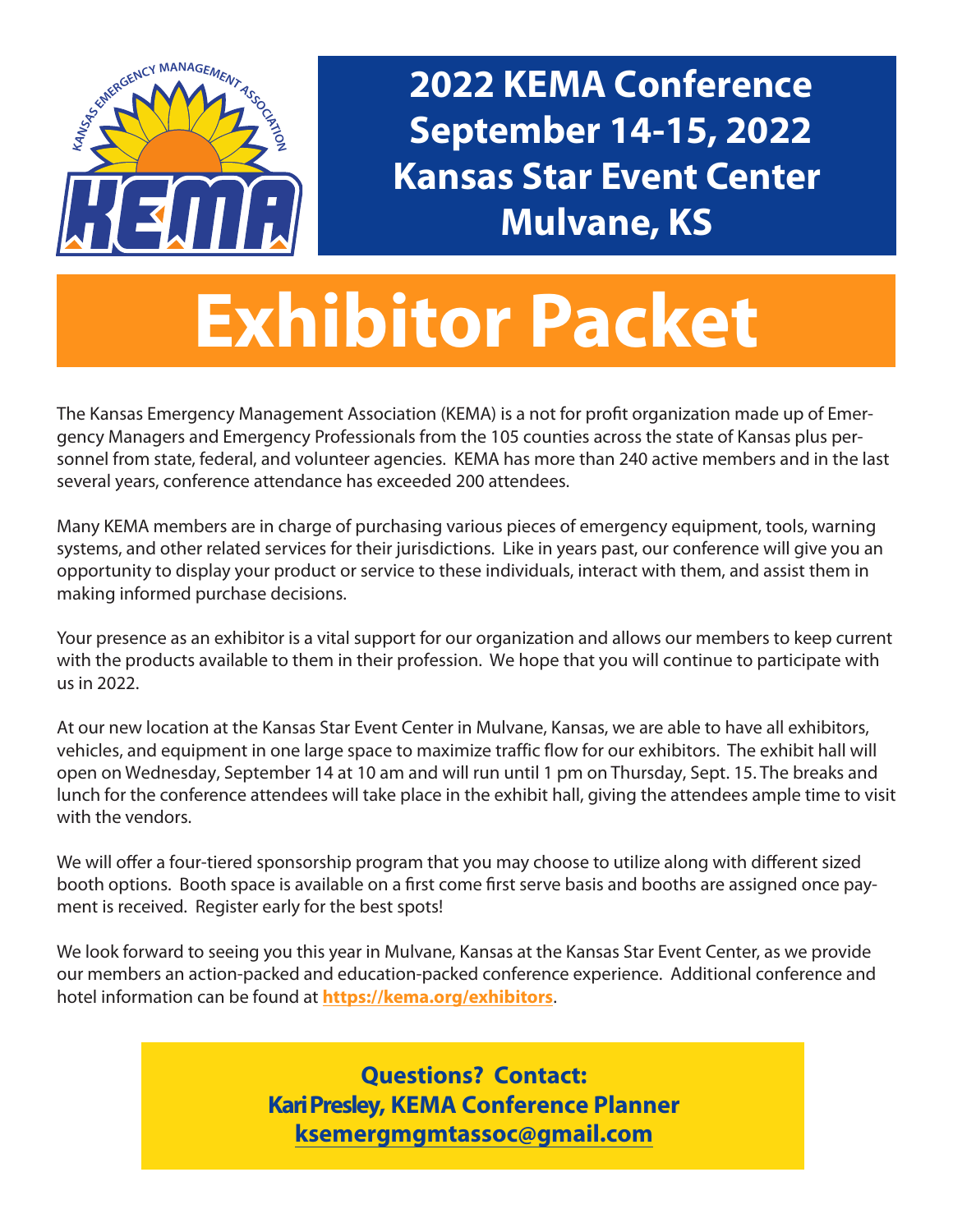# 2022 KEMA Conference
# September 14-15, 2022
# Kansas Star Event Center
# Mulvane, KS

# Exhibitor Packet

The Kansas Emergency Management Association (KEMA) is a not for profit organization made up of Emergency Managers and Emergency Professionals from the 105 counties across the state of Kansas plus personnel from state, federal, and volunteer agencies. KEMA has more than 240 active members and in the last several years, conference attendance has exceeded 200 attendees.

Many KEMA members are in charge of purchasing various pieces of emergency equipment, tools, warning systems, and other related services for their jurisdictions. Like in years past, our conference will give you an opportunity to display your product or service to these individuals, interact with them, and assist them in making informed purchase decisions.

Your presence as an exhibitor is a vital support for our organization and allows our members to keep current with the products available to them in their profession. We hope that you will continue to participate with us in 2022.

At our new location at the Kansas Star Event Center in Mulvane, Kansas, we are able to have all exhibitors, vehicles, and equipment in one large space to maximize traffic flow for our exhibitors. The exhibit hall will open on Wednesday, September 14 at 10 am and will run until 1 pm on Thursday, Sept. 15. The breaks and lunch for the conference attendees will take place in the exhibit hall, giving the attendees ample time to visit with the vendors.

We will offer a four-tiered sponsorship program that you may choose to utilize along with different sized booth options. Booth space is available on a first come first serve basis and booths are assigned once payment is received. Register early for the best spots!

We look forward to seeing you this year in Mulvane, Kansas at the Kansas Star Event Center, as we provide our members an action-packed and education-packed conference experience. Additional conference and hotel information can be found at **https://kema.org/exhibitors**.

**Questions? Contact:**
**Kari Presley, KEMA Conference Planner**
**ksemergmgmtassoc@gmail.com**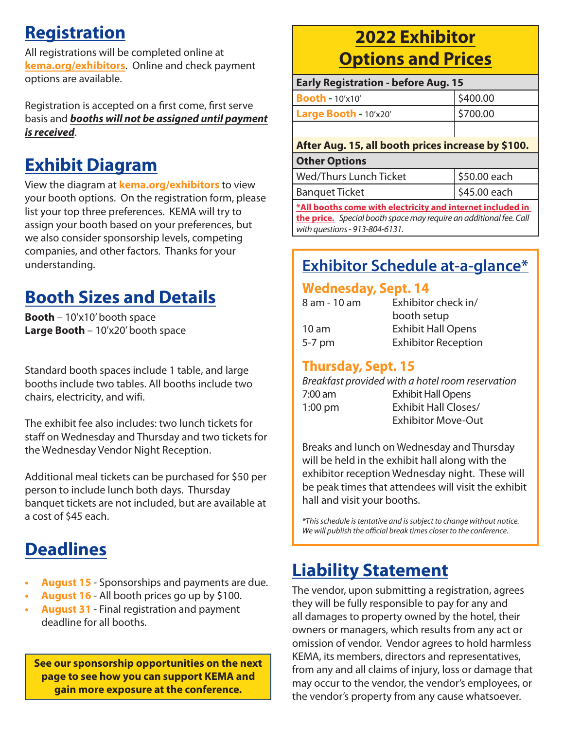## Registration

All registrations will be completed online at **kema.org/exhibitors**. Online and check payment options are available.

Registration is accepted on a first come, first serve basis and ***booths will not be assigned until payment is received***.

## Exhibit Diagram

View the diagram at **kema.org/exhibitors** to view your booth options. On the registration form, please list your top three preferences. KEMA will try to assign your booth based on your preferences, but we also consider sponsorship levels, competing companies, and other factors. Thanks for your understanding.

## Booth Sizes and Details

**Booth** – 10'x10' booth space
**Large Booth** – 10'x20' booth space

Standard booth spaces include 1 table, and large booths include two tables. All booths include two chairs, electricity, and wifi.

The exhibit fee also includes: two lunch tickets for staff on Wednesday and Thursday and two tickets for the Wednesday Vendor Night Reception.

Additional meal tickets can be purchased for $50 per person to include lunch both days. Thursday banquet tickets are not included, but are available at a cost of $45 each.

## Deadlines

- **August 15** - Sponsorships and payments are due.
- **August 16** - All booth prices go up by $100.
- **August 31** - Final registration and payment deadline for all booths.

**See our sponsorship opportunities on the next page to see how you can support KEMA and gain more exposure at the conference.**

## 2022 Exhibitor Options and Prices

| Early Registration - before Aug. 15 | |
|---|---|
| **Booth** - 10'x10' | $400.00 |
| **Large Booth** - 10'x20' | $700.00 |
| | |
| **After Aug. 15, all booth prices increase by $100.** | |
| **Other Options** | |
| Wed/Thurs Lunch Ticket | $50.00 each |
| Banquet Ticket | $45.00 each |

**\*All booths come with electricity and internet included in the price.** *Special booth space may require an additional fee. Call with questions - 913-804-6131.*

## Exhibitor Schedule at-a-glance*

### Wednesday, Sept. 14

| | |
|---|---|
| 8 am - 10 am | Exhibitor check in/ booth setup |
| 10 am | Exhibit Hall Opens |
| 5-7 pm | Exhibitor Reception |

### Thursday, Sept. 15

*Breakfast provided with a hotel room reservation*

| | |
|---|---|
| 7:00 am | Exhibit Hall Opens |
| 1:00 pm | Exhibit Hall Closes/ Exhibitor Move-Out |

Breaks and lunch on Wednesday and Thursday will be held in the exhibit hall along with the exhibitor reception Wednesday night. These will be peak times that attendees will visit the exhibit hall and visit your booths.

*\*This schedule is tentative and is subject to change without notice. We will publish the official break times closer to the conference.*

## Liability Statement

The vendor, upon submitting a registration, agrees they will be fully responsible to pay for any and all damages to property owned by the hotel, their owners or managers, which results from any act or omission of vendor. Vendor agrees to hold harmless KEMA, its members, directors and representatives, from any and all claims of injury, loss or damage that may occur to the vendor, the vendor's employees, or the vendor's property from any cause whatsoever.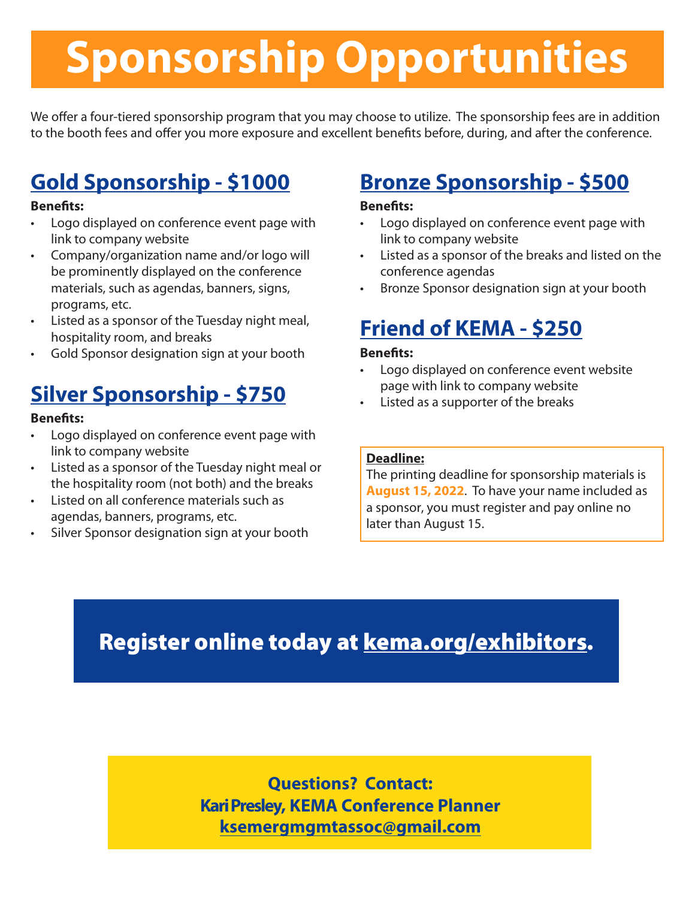# Sponsorship Opportunities

We offer a four-tiered sponsorship program that you may choose to utilize. The sponsorship fees are in addition to the booth fees and offer you more exposure and excellent benefits before, during, and after the conference.

## Gold Sponsorship - $1000

**Benefits:**

- Logo displayed on conference event page with link to company website
- Company/organization name and/or logo will be prominently displayed on the conference materials, such as agendas, banners, signs, programs, etc.
- Listed as a sponsor of the Tuesday night meal, hospitality room, and breaks
- Gold Sponsor designation sign at your booth

## Silver Sponsorship - $750

**Benefits:**

- Logo displayed on conference event page with link to company website
- Listed as a sponsor of the Tuesday night meal or the hospitality room (not both) and the breaks
- Listed on all conference materials such as agendas, banners, programs, etc.
- Silver Sponsor designation sign at your booth

## Bronze Sponsorship - $500

**Benefits:**

- Logo displayed on conference event page with link to company website
- Listed as a sponsor of the breaks and listed on the conference agendas
- Bronze Sponsor designation sign at your booth

## Friend of KEMA - $250

**Benefits:**

- Logo displayed on conference event website page with link to company website
- Listed as a supporter of the breaks

**Deadline:**
The printing deadline for sponsorship materials is **August 15, 2022**. To have your name included as a sponsor, you must register and pay online no later than August 15.

**Register online today at kema.org/exhibitors.**

**Questions? Contact:**
**Kari Presley, KEMA Conference Planner**
**ksemergmgmtassoc@gmail.com**